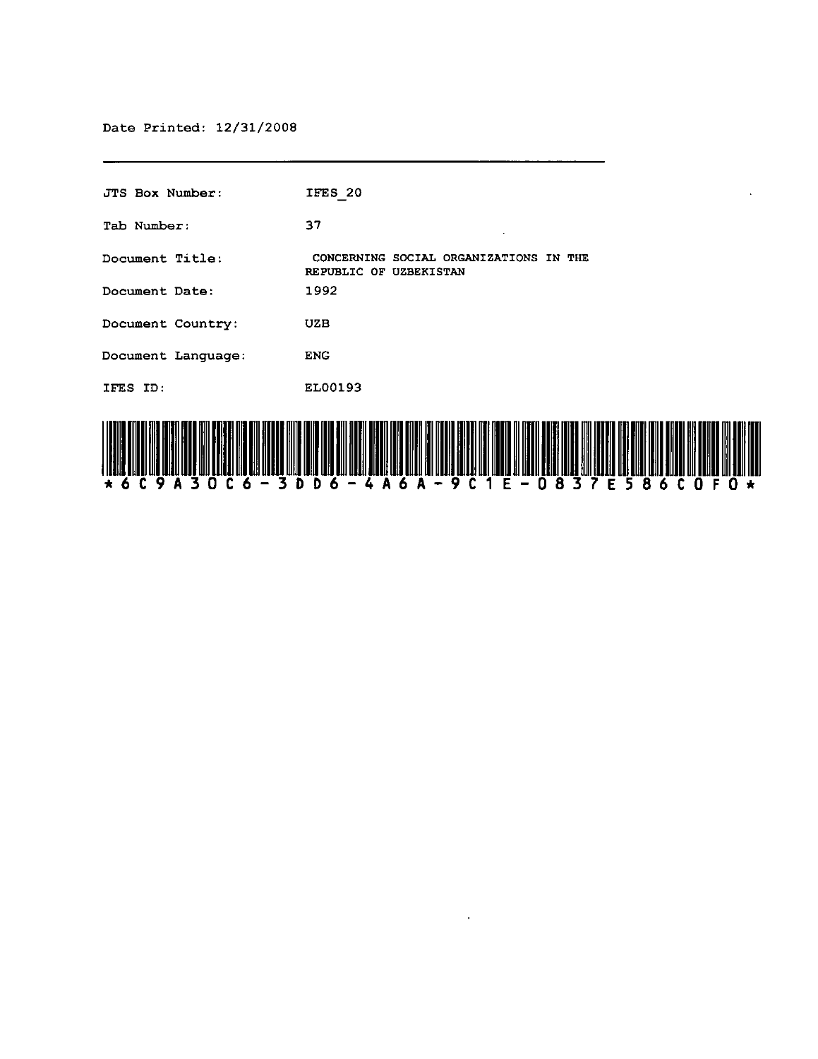Date Printed: 12/31/2008

---

| | |
|---|---|
| JTS Box Number: | IFES_20 |
| Tab Number: | 37 |
| Document Title: | CONCERNING SOCIAL ORGANIZATIONS IN THE REPUBLIC OF UZBEKISTAN |
| Document Date: | 1992 |
| Document Country: | UZB |
| Document Language: | ENG |
| IFES ID: | EL00193 |

*6C9A30C6-3DD6-4A6A-9C1E-0837E586C0F0*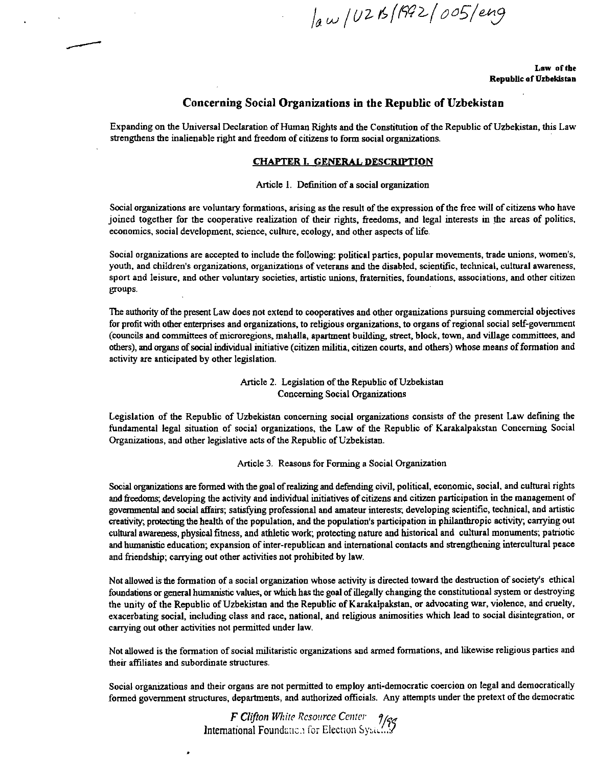law/UZB/1992/005/eng

**Law of the Republic of Uzbekistan**

# Concerning Social Organizations in the Republic of Uzbekistan

Expanding on the Universal Declaration of Human Rights and the Constitution of the Republic of Uzbekistan, this Law strengthens the inalienable right and freedom of citizens to form social organizations.

## CHAPTER I. GENERAL DESCRIPTION

### Article 1. Definition of a social organization

Social organizations are voluntary formations, arising as the result of the expression of the free will of citizens who have joined together for the cooperative realization of their rights, freedoms, and legal interests in the areas of politics, economics, social development, science, culture, ecology, and other aspects of life.

Social organizations are accepted to include the following: political parties, popular movements, trade unions, women's, youth, and children's organizations, organizations of veterans and the disabled, scientific, technical, cultural awareness, sport and leisure, and other voluntary societies, artistic unions, fraternities, foundations, associations, and other citizen groups.

The authority of the present Law does not extend to cooperatives and other organizations pursuing commercial objectives for profit with other enterprises and organizations, to religious organizations, to organs of regional social self-government (councils and committees of microregions, mahalla, apartment building, street, block, town, and village committees, and others), and organs of social individual initiative (citizen militia, citizen courts, and others) whose means of formation and activity are anticipated by other legislation.

### Article 2. Legislation of the Republic of Uzbekistan Concerning Social Organizations

Legislation of the Republic of Uzbekistan concerning social organizations consists of the present Law defining the fundamental legal situation of social organizations, the Law of the Republic of Karakalpakstan Concerning Social Organizations, and other legislative acts of the Republic of Uzbekistan.

### Article 3. Reasons for Forming a Social Organization

Social organizations are formed with the goal of realizing and defending civil, political, economic, social, and cultural rights and freedoms; developing the activity and individual initiatives of citizens and citizen participation in the management of governmental and social affairs; satisfying professional and amateur interests; developing scientific, technical, and artistic creativity; protecting the health of the population, and the population's participation in philanthropic activity; carrying out cultural awareness, physical fitness, and athletic work; protecting nature and historical and cultural monuments; patriotic and humanistic education; expansion of inter-republican and international contacts and strengthening intercultural peace and friendship; carrying out other activities not prohibited by law.

Not allowed is the formation of a social organization whose activity is directed toward the destruction of society's ethical foundations or general humanistic values, or which has the goal of illegally changing the constitutional system or destroying the unity of the Republic of Uzbekistan and the Republic of Karakalpakstan, or advocating war, violence, and cruelty, exacerbating social, including class and race, national, and religious animosities which lead to social disintegration, or carrying out other activities not permitted under law.

Not allowed is the formation of social militaristic organizations and armed formations, and likewise religious parties and their affiliates and subordinate structures.

Social organizations and their organs are not permitted to employ anti-democratic coercion on legal and democratically formed government structures, departments, and authorized officials. Any attempts under the pretext of the democratic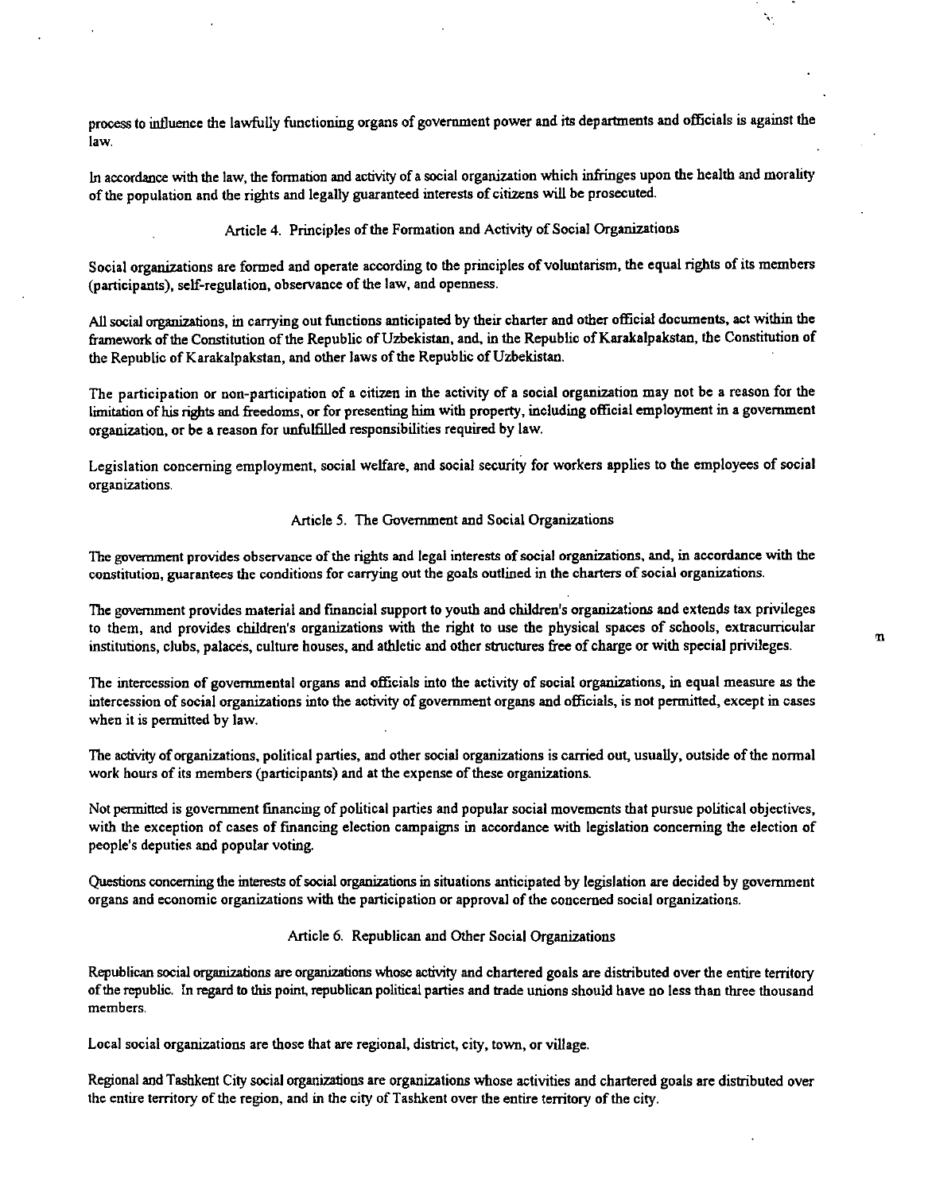process to influence the lawfully functioning organs of government power and its departments and officials is against the law.

In accordance with the law, the formation and activity of a social organization which infringes upon the health and morality of the population and the rights and legally guaranteed interests of citizens will be prosecuted.

### Article 4. Principles of the Formation and Activity of Social Organizations

Social organizations are formed and operate according to the principles of voluntarism, the equal rights of its members (participants), self-regulation, observance of the law, and openness.

All social organizations, in carrying out functions anticipated by their charter and other official documents, act within the framework of the Constitution of the Republic of Uzbekistan, and, in the Republic of Karakalpakstan, the Constitution of the Republic of Karakalpakstan, and other laws of the Republic of Uzbekistan.

The participation or non-participation of a citizen in the activity of a social organization may not be a reason for the limitation of his rights and freedoms, or for presenting him with property, including official employment in a government organization, or be a reason for unfulfilled responsibilities required by law.

Legislation concerning employment, social welfare, and social security for workers applies to the employees of social organizations.

### Article 5. The Government and Social Organizations

The government provides observance of the rights and legal interests of social organizations, and, in accordance with the constitution, guarantees the conditions for carrying out the goals outlined in the charters of social organizations.

The government provides material and financial support to youth and children's organizations and extends tax privileges to them, and provides children's organizations with the right to use the physical spaces of schools, extracurricular institutions, clubs, palaces, culture houses, and athletic and other structures free of charge or with special privileges.

The intercession of governmental organs and officials into the activity of social organizations, in equal measure as the intercession of social organizations into the activity of government organs and officials, is not permitted, except in cases when it is permitted by law.

The activity of organizations, political parties, and other social organizations is carried out, usually, outside of the normal work hours of its members (participants) and at the expense of these organizations.

Not permitted is government financing of political parties and popular social movements that pursue political objectives, with the exception of cases of financing election campaigns in accordance with legislation concerning the election of people's deputies and popular voting.

Questions concerning the interests of social organizations in situations anticipated by legislation are decided by government organs and economic organizations with the participation or approval of the concerned social organizations.

### Article 6. Republican and Other Social Organizations

Republican social organizations are organizations whose activity and chartered goals are distributed over the entire territory of the republic. In regard to this point, republican political parties and trade unions should have no less than three thousand members.

Local social organizations are those that are regional, district, city, town, or village.

Regional and Tashkent City social organizations are organizations whose activities and chartered goals are distributed over the entire territory of the region, and in the city of Tashkent over the entire territory of the city.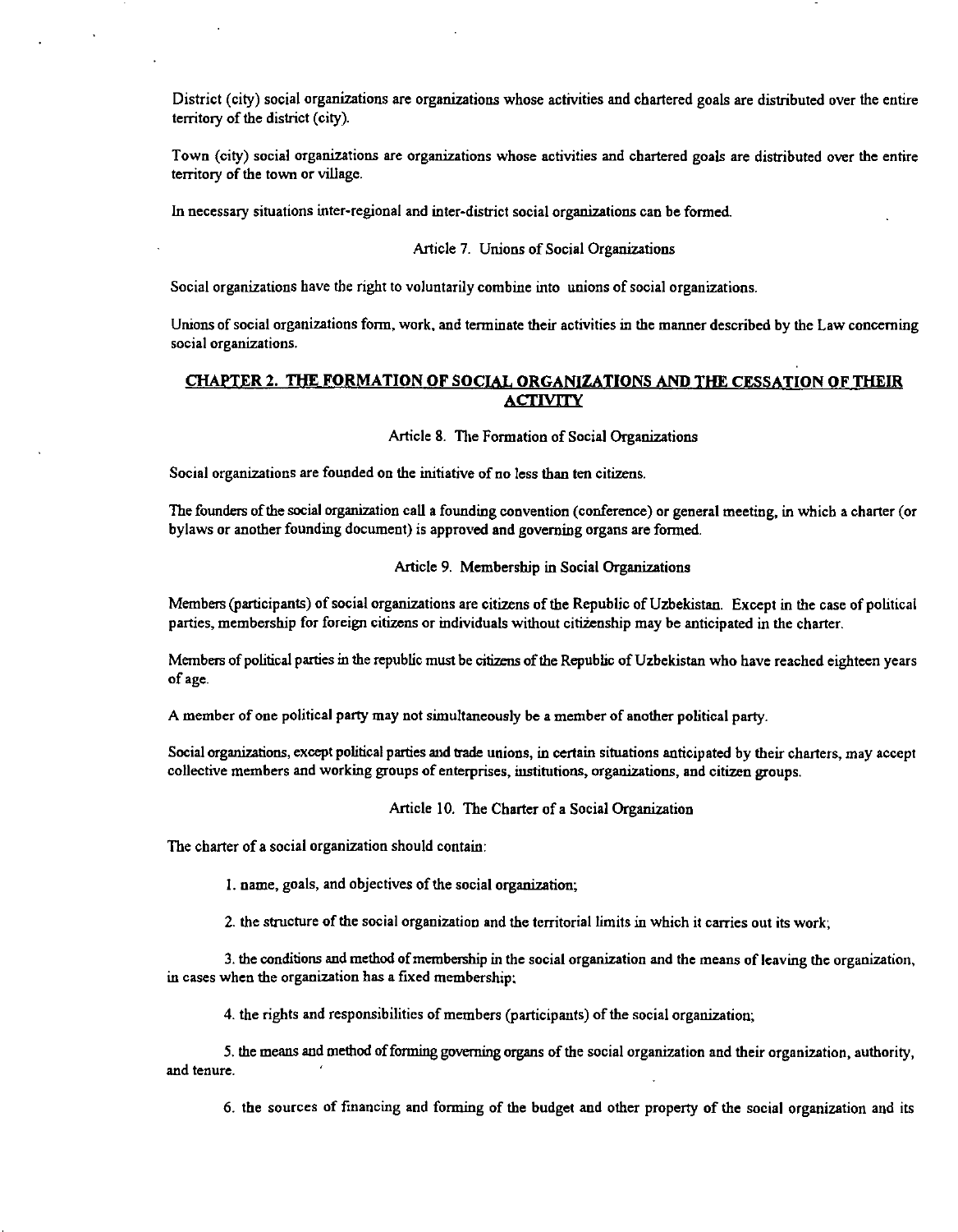District (city) social organizations are organizations whose activities and chartered goals are distributed over the entire territory of the district (city).

Town (city) social organizations are organizations whose activities and chartered goals are distributed over the entire territory of the town or village.

In necessary situations inter-regional and inter-district social organizations can be formed.

Article 7. Unions of Social Organizations

Social organizations have the right to voluntarily combine into unions of social organizations.

Unions of social organizations form, work, and terminate their activities in the manner described by the Law concerning social organizations.

## CHAPTER 2. THE FORMATION OF SOCIAL ORGANIZATIONS AND THE CESSATION OF THEIR ACTIVITY

Article 8. The Formation of Social Organizations

Social organizations are founded on the initiative of no less than ten citizens.

The founders of the social organization call a founding convention (conference) or general meeting, in which a charter (or bylaws or another founding document) is approved and governing organs are formed.

Article 9. Membership in Social Organizations

Members (participants) of social organizations are citizens of the Republic of Uzbekistan. Except in the case of political parties, membership for foreign citizens or individuals without citizenship may be anticipated in the charter.

Members of political parties in the republic must be citizens of the Republic of Uzbekistan who have reached eighteen years of age.

A member of one political party may not simultaneously be a member of another political party.

Social organizations, except political parties and trade unions, in certain situations anticipated by their charters, may accept collective members and working groups of enterprises, institutions, organizations, and citizen groups.

Article 10. The Charter of a Social Organization

The charter of a social organization should contain:

1. name, goals, and objectives of the social organization;

2. the structure of the social organization and the territorial limits in which it carries out its work;

3. the conditions and method of membership in the social organization and the means of leaving the organization, in cases when the organization has a fixed membership;

4. the rights and responsibilities of members (participants) of the social organization;

5. the means and method of forming governing organs of the social organization and their organization, authority, and tenure.

6. the sources of financing and forming of the budget and other property of the social organization and its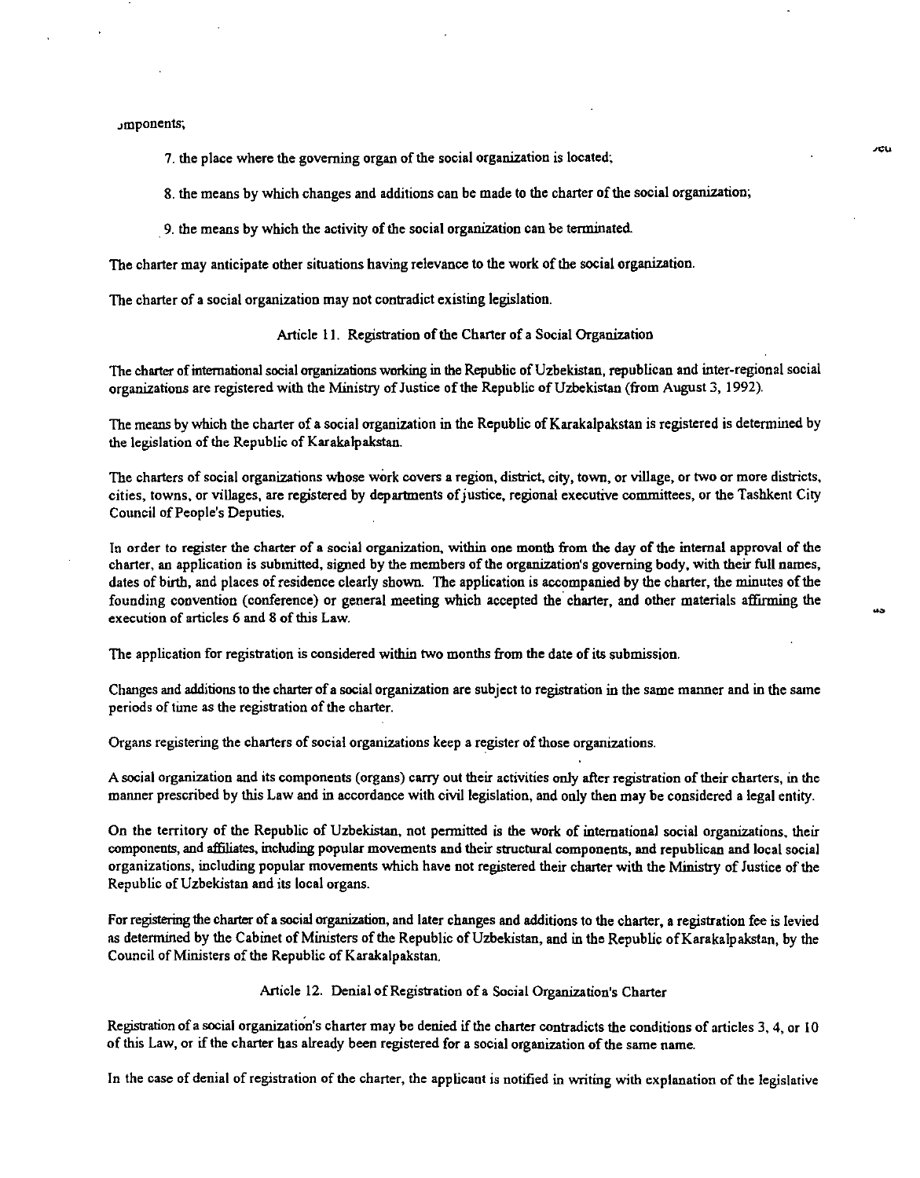components;

7. the place where the governing organ of the social organization is located;

8. the means by which changes and additions can be made to the charter of the social organization;

9. the means by which the activity of the social organization can be terminated.

The charter may anticipate other situations having relevance to the work of the social organization.

The charter of a social organization may not contradict existing legislation.

### Article 11. Registration of the Charter of a Social Organization

The charter of international social organizations working in the Republic of Uzbekistan, republican and inter-regional social organizations are registered with the Ministry of Justice of the Republic of Uzbekistan (from August 3, 1992).

The means by which the charter of a social organization in the Republic of Karakalpakstan is registered is determined by the legislation of the Republic of Karakalpakstan.

The charters of social organizations whose work covers a region, district, city, town, or village, or two or more districts, cities, towns, or villages, are registered by departments of justice, regional executive committees, or the Tashkent City Council of People's Deputies.

In order to register the charter of a social organization, within one month from the day of the internal approval of the charter, an application is submitted, signed by the members of the organization's governing body, with their full names, dates of birth, and places of residence clearly shown. The application is accompanied by the charter, the minutes of the founding convention (conference) or general meeting which accepted the charter, and other materials affirming the execution of articles 6 and 8 of this Law.

The application for registration is considered within two months from the date of its submission.

Changes and additions to the charter of a social organization are subject to registration in the same manner and in the same periods of time as the registration of the charter.

Organs registering the charters of social organizations keep a register of those organizations.

A social organization and its components (organs) carry out their activities only after registration of their charters, in the manner prescribed by this Law and in accordance with civil legislation, and only then may be considered a legal entity.

On the territory of the Republic of Uzbekistan, not permitted is the work of international social organizations, their components, and affiliates, including popular movements and their structural components, and republican and local social organizations, including popular movements which have not registered their charter with the Ministry of Justice of the Republic of Uzbekistan and its local organs.

For registering the charter of a social organization, and later changes and additions to the charter, a registration fee is levied as determined by the Cabinet of Ministers of the Republic of Uzbekistan, and in the Republic of Karakalpakstan, by the Council of Ministers of the Republic of Karakalpakstan.

### Article 12. Denial of Registration of a Social Organization's Charter

Registration of a social organization's charter may be denied if the charter contradicts the conditions of articles 3, 4, or 10 of this Law, or if the charter has already been registered for a social organization of the same name.

In the case of denial of registration of the charter, the applicant is notified in writing with explanation of the legislative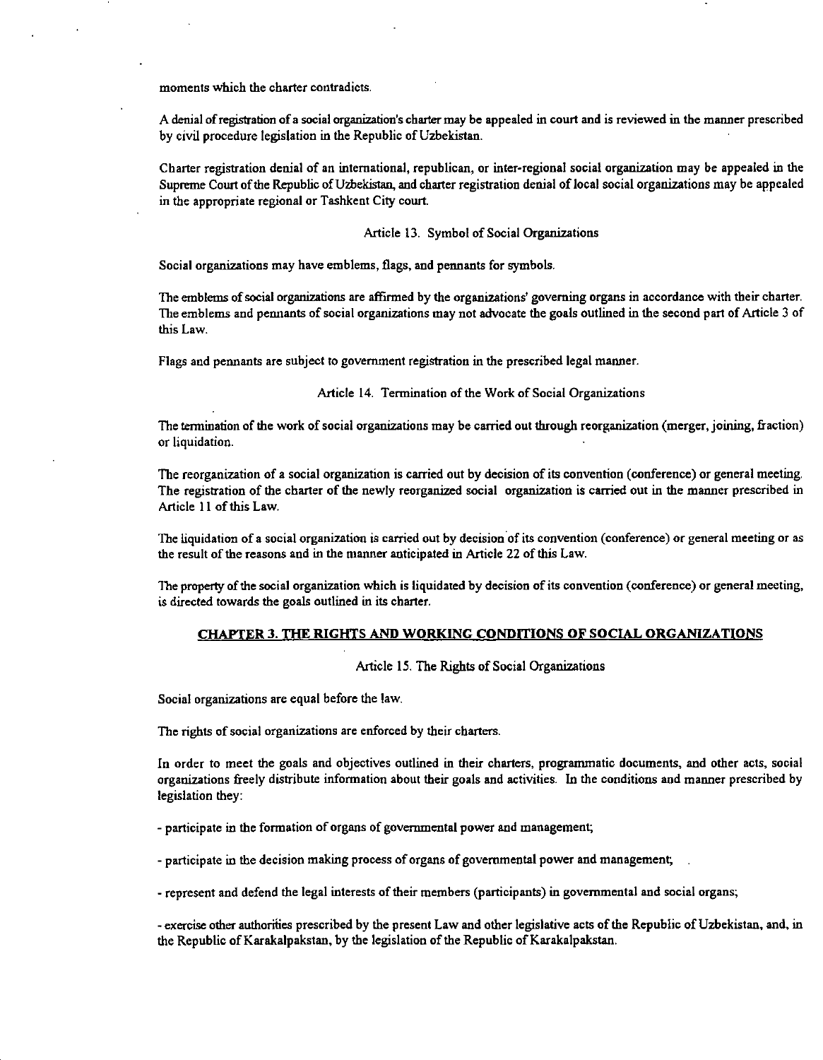moments which the charter contradicts.

A denial of registration of a social organization's charter may be appealed in court and is reviewed in the manner prescribed by civil procedure legislation in the Republic of Uzbekistan.

Charter registration denial of an international, republican, or inter-regional social organization may be appealed in the Supreme Court of the Republic of Uzbekistan, and charter registration denial of local social organizations may be appealed in the appropriate regional or Tashkent City court.

Article 13. Symbol of Social Organizations

Social organizations may have emblems, flags, and pennants for symbols.

The emblems of social organizations are affirmed by the organizations' governing organs in accordance with their charter. The emblems and pennants of social organizations may not advocate the goals outlined in the second part of Article 3 of this Law.

Flags and pennants are subject to government registration in the prescribed legal manner.

Article 14. Termination of the Work of Social Organizations

The termination of the work of social organizations may be carried out through reorganization (merger, joining, fraction) or liquidation.

The reorganization of a social organization is carried out by decision of its convention (conference) or general meeting. The registration of the charter of the newly reorganized social organization is carried out in the manner prescribed in Article 11 of this Law.

The liquidation of a social organization is carried out by decision of its convention (conference) or general meeting or as the result of the reasons and in the manner anticipated in Article 22 of this Law.

The property of the social organization which is liquidated by decision of its convention (conference) or general meeting, is directed towards the goals outlined in its charter.

## CHAPTER 3. THE RIGHTS AND WORKING CONDITIONS OF SOCIAL ORGANIZATIONS

Article 15. The Rights of Social Organizations

Social organizations are equal before the law.

The rights of social organizations are enforced by their charters.

In order to meet the goals and objectives outlined in their charters, programmatic documents, and other acts, social organizations freely distribute information about their goals and activities. In the conditions and manner prescribed by legislation they:

- participate in the formation of organs of governmental power and management;

- participate in the decision making process of organs of governmental power and management;

- represent and defend the legal interests of their members (participants) in governmental and social organs;

- exercise other authorities prescribed by the present Law and other legislative acts of the Republic of Uzbekistan, and, in the Republic of Karakalpakstan, by the legislation of the Republic of Karakalpakstan.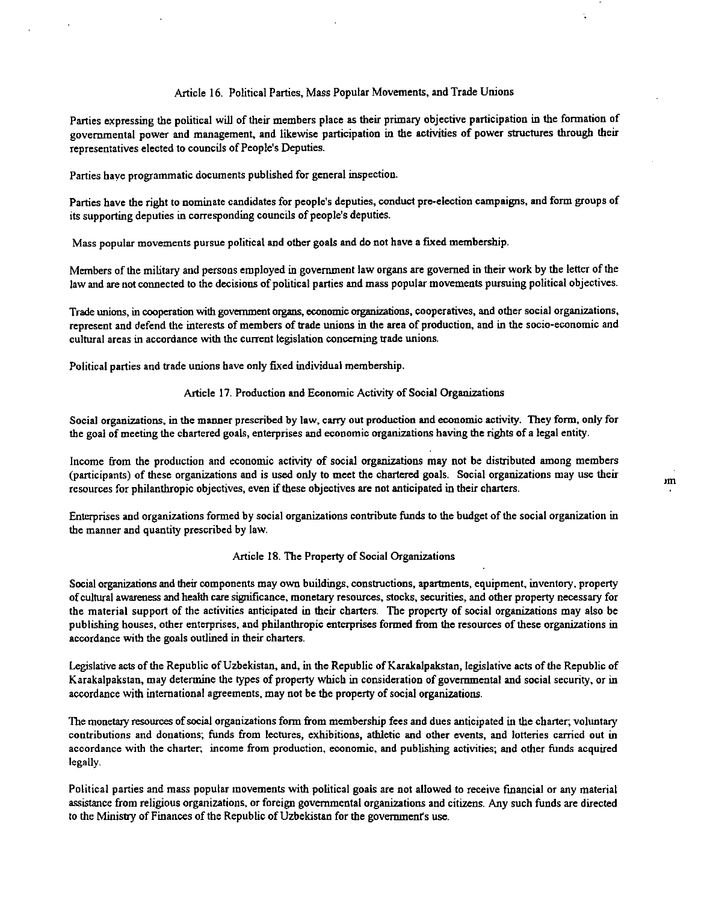### Article 16. Political Parties, Mass Popular Movements, and Trade Unions

Parties expressing the political will of their members place as their primary objective participation in the formation of governmental power and management, and likewise participation in the activities of power structures through their representatives elected to councils of People's Deputies.

Parties have programmatic documents published for general inspection.

Parties have the right to nominate candidates for people's deputies, conduct pre-election campaigns, and form groups of its supporting deputies in corresponding councils of people's deputies.

Mass popular movements pursue political and other goals and do not have a fixed membership.

Members of the military and persons employed in government law organs are governed in their work by the letter of the law and are not connected to the decisions of political parties and mass popular movements pursuing political objectives.

Trade unions, in cooperation with government organs, economic organizations, cooperatives, and other social organizations, represent and defend the interests of members of trade unions in the area of production, and in the socio-economic and cultural areas in accordance with the current legislation concerning trade unions.

Political parties and trade unions have only fixed individual membership.

### Article 17. Production and Economic Activity of Social Organizations

Social organizations, in the manner prescribed by law, carry out production and economic activity. They form, only for the goal of meeting the chartered goals, enterprises and economic organizations having the rights of a legal entity.

Income from the production and economic activity of social organizations may not be distributed among members (participants) of these organizations and is used only to meet the chartered goals. Social organizations may use their resources for philanthropic objectives, even if these objectives are not anticipated in their charters.

Enterprises and organizations formed by social organizations contribute funds to the budget of the social organization in the manner and quantity prescribed by law.

### Article 18. The Property of Social Organizations

Social organizations and their components may own buildings, constructions, apartments, equipment, inventory, property of cultural awareness and health care significance, monetary resources, stocks, securities, and other property necessary for the material support of the activities anticipated in their charters. The property of social organizations may also be publishing houses, other enterprises, and philanthropic enterprises formed from the resources of these organizations in accordance with the goals outlined in their charters.

Legislative acts of the Republic of Uzbekistan, and, in the Republic of Karakalpakstan, legislative acts of the Republic of Karakalpakstan, may determine the types of property which in consideration of governmental and social security, or in accordance with international agreements, may not be the property of social organizations.

The monetary resources of social organizations form from membership fees and dues anticipated in the charter; voluntary contributions and donations; funds from lectures, exhibitions, athletic and other events, and lotteries carried out in accordance with the charter; income from production, economic, and publishing activities; and other funds acquired legally.

Political parties and mass popular movements with political goals are not allowed to receive financial or any material assistance from religious organizations, or foreign governmental organizations and citizens. Any such funds are directed to the Ministry of Finances of the Republic of Uzbekistan for the government's use.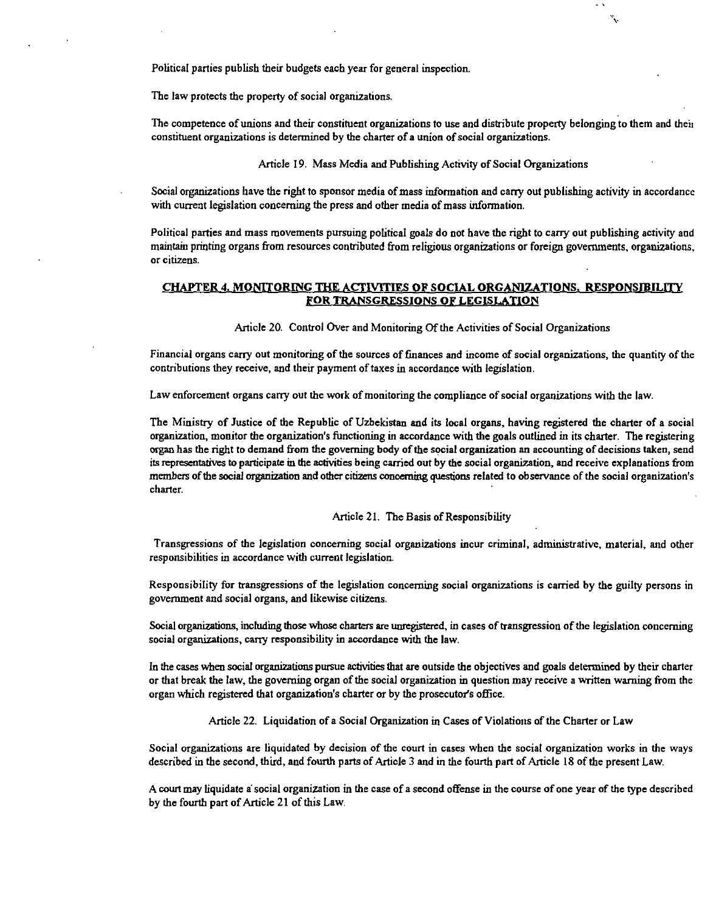Political parties publish their budgets each year for general inspection.

The law protects the property of social organizations.

The competence of unions and their constituent organizations to use and distribute property belonging to them and their constituent organizations is determined by the charter of a union of social organizations.

Article 19. Mass Media and Publishing Activity of Social Organizations

Social organizations have the right to sponsor media of mass information and carry out publishing activity in accordance with current legislation concerning the press and other media of mass information.

Political parties and mass movements pursuing political goals do not have the right to carry out publishing activity and maintain printing organs from resources contributed from religious organizations or foreign governments, organizations, or citizens.

## CHAPTER 4. MONITORING THE ACTIVITIES OF SOCIAL ORGANIZATIONS. RESPONSIBILITY FOR TRANSGRESSIONS OF LEGISLATION

Article 20. Control Over and Monitoring Of the Activities of Social Organizations

Financial organs carry out monitoring of the sources of finances and income of social organizations, the quantity of the contributions they receive, and their payment of taxes in accordance with legislation.

Law enforcement organs carry out the work of monitoring the compliance of social organizations with the law.

The Ministry of Justice of the Republic of Uzbekistan and its local organs, having registered the charter of a social organization, monitor the organization's functioning in accordance with the goals outlined in its charter. The registering organ has the right to demand from the governing body of the social organization an accounting of decisions taken, send its representatives to participate in the activities being carried out by the social organization, and receive explanations from members of the social organization and other citizens concerning questions related to observance of the social organization's charter.

Article 21. The Basis of Responsibility

Transgressions of the legislation concerning social organizations incur criminal, administrative, material, and other responsibilities in accordance with current legislation.

Responsibility for transgressions of the legislation concerning social organizations is carried by the guilty persons in government and social organs, and likewise citizens.

Social organizations, including those whose charters are unregistered, in cases of transgression of the legislation concerning social organizations, carry responsibility in accordance with the law.

In the cases when social organizations pursue activities that are outside the objectives and goals determined by their charter or that break the law, the governing organ of the social organization in question may receive a written warning from the organ which registered that organization's charter or by the prosecutor's office.

Article 22. Liquidation of a Social Organization in Cases of Violations of the Charter or Law

Social organizations are liquidated by decision of the court in cases when the social organization works in the ways described in the second, third, and fourth parts of Article 3 and in the fourth part of Article 18 of the present Law.

A court may liquidate a social organization in the case of a second offense in the course of one year of the type described by the fourth part of Article 21 of this Law.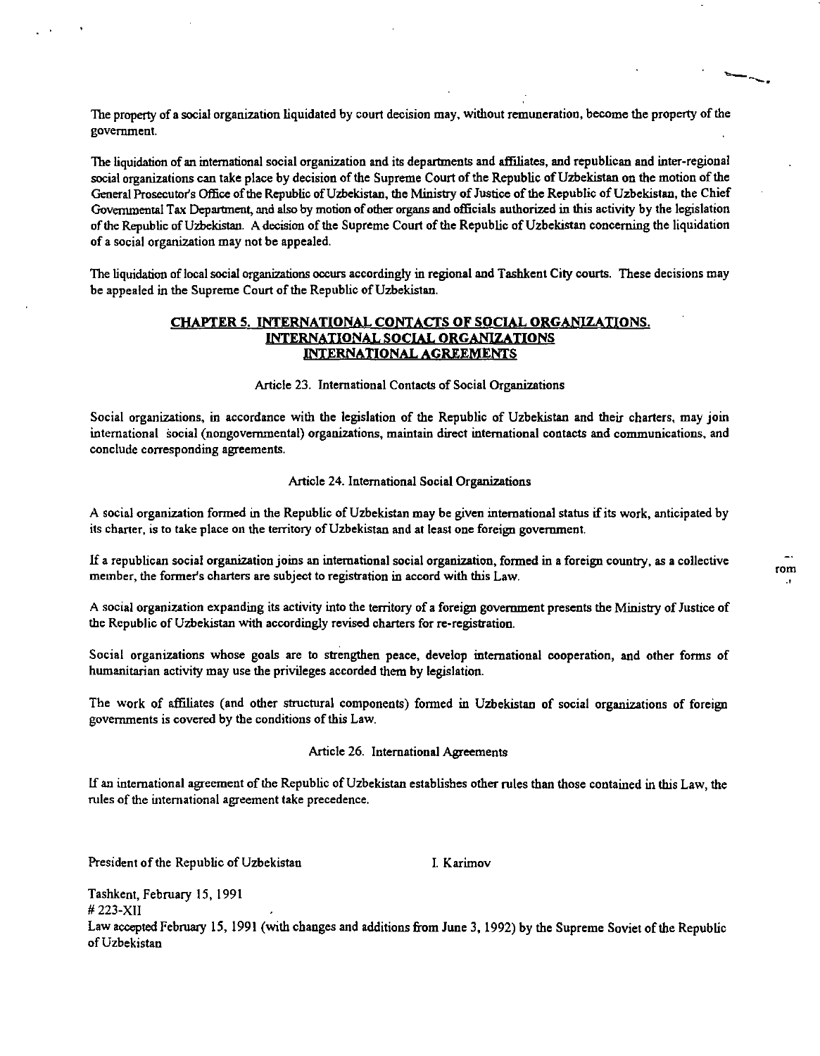The property of a social organization liquidated by court decision may, without remuneration, become the property of the government.

The liquidation of an international social organization and its departments and affiliates, and republican and inter-regional social organizations can take place by decision of the Supreme Court of the Republic of Uzbekistan on the motion of the General Prosecutor's Office of the Republic of Uzbekistan, the Ministry of Justice of the Republic of Uzbekistan, the Chief Governmental Tax Department, and also by motion of other organs and officials authorized in this activity by the legislation of the Republic of Uzbekistan. A decision of the Supreme Court of the Republic of Uzbekistan concerning the liquidation of a social organization may not be appealed.

The liquidation of local social organizations occurs accordingly in regional and Tashkent City courts. These decisions may be appealed in the Supreme Court of the Republic of Uzbekistan.

## CHAPTER 5. INTERNATIONAL CONTACTS OF SOCIAL ORGANIZATIONS. INTERNATIONAL SOCIAL ORGANIZATIONS INTERNATIONAL AGREEMENTS

### Article 23. International Contacts of Social Organizations

Social organizations, in accordance with the legislation of the Republic of Uzbekistan and their charters, may join international social (nongovernmental) organizations, maintain direct international contacts and communications, and conclude corresponding agreements.

### Article 24. International Social Organizations

A social organization formed in the Republic of Uzbekistan may be given international status if its work, anticipated by its charter, is to take place on the territory of Uzbekistan and at least one foreign government.

If a republican social organization joins an international social organization, formed in a foreign country, as a collective member, the former's charters are subject to registration in accord with this Law.

A social organization expanding its activity into the territory of a foreign government presents the Ministry of Justice of the Republic of Uzbekistan with accordingly revised charters for re-registration.

Social organizations whose goals are to strengthen peace, develop international cooperation, and other forms of humanitarian activity may use the privileges accorded them by legislation.

The work of affiliates (and other structural components) formed in Uzbekistan of social organizations of foreign governments is covered by the conditions of this Law.

### Article 26. International Agreements

If an international agreement of the Republic of Uzbekistan establishes other rules than those contained in this Law, the rules of the international agreement take precedence.

President of the Republic of Uzbekistan I. Karimov

Tashkent, February 15, 1991
# 223-XII
Law accepted February 15, 1991 (with changes and additions from June 3, 1992) by the Supreme Soviet of the Republic of Uzbekistan